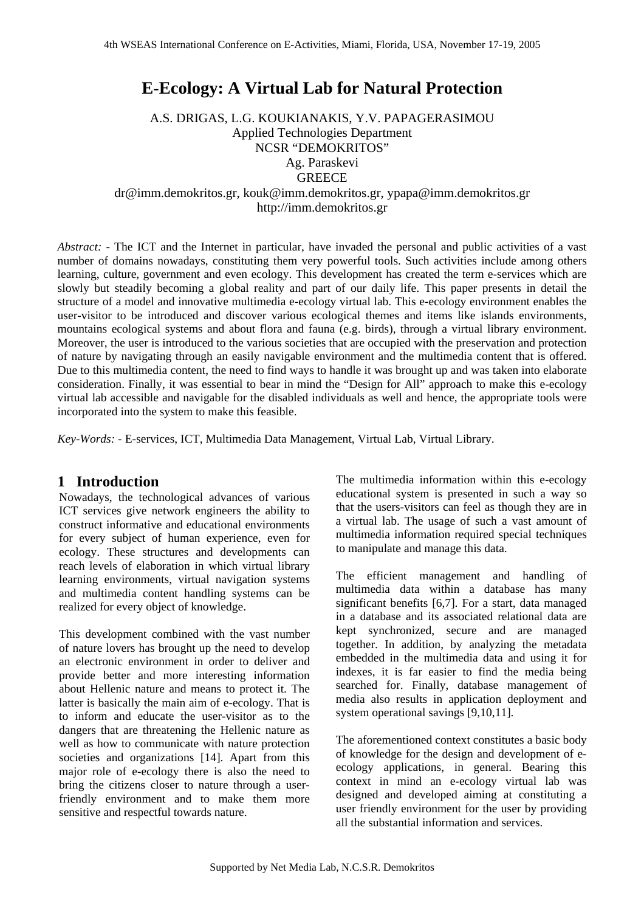# E-Ecology: A Virtual Lab for Natural Protection

A.S. DRIGAS, L.G. KOUKIANAKIS, Y.V. PAPAGERASIMOU
Applied Technologies Department
NCSR "DEMOKRITOS"
Ag. Paraskevi
GREECE
dr@imm.demokritos.gr, kouk@imm.demokritos.gr, ypapa@imm.demokritos.gr
http://imm.demokritos.gr

*Abstract:* - The ICT and the Internet in particular, have invaded the personal and public activities of a vast number of domains nowadays, constituting them very powerful tools. Such activities include among others learning, culture, government and even ecology. This development has created the term e-services which are slowly but steadily becoming a global reality and part of our daily life. This paper presents in detail the structure of a model and innovative multimedia e-ecology virtual lab. This e-ecology environment enables the user-visitor to be introduced and discover various ecological themes and items like islands environments, mountains ecological systems and about flora and fauna (e.g. birds), through a virtual library environment. Moreover, the user is introduced to the various societies that are occupied with the preservation and protection of nature by navigating through an easily navigable environment and the multimedia content that is offered. Due to this multimedia content, the need to find ways to handle it was brought up and was taken into elaborate consideration. Finally, it was essential to bear in mind the "Design for All" approach to make this e-ecology virtual lab accessible and navigable for the disabled individuals as well and hence, the appropriate tools were incorporated into the system to make this feasible.

*Key-Words:* - E-services, ICT, Multimedia Data Management, Virtual Lab, Virtual Library.

## 1 Introduction

Nowadays, the technological advances of various ICT services give network engineers the ability to construct informative and educational environments for every subject of human experience, even for ecology. These structures and developments can reach levels of elaboration in which virtual library learning environments, virtual navigation systems and multimedia content handling systems can be realized for every object of knowledge.

This development combined with the vast number of nature lovers has brought up the need to develop an electronic environment in order to deliver and provide better and more interesting information about Hellenic nature and means to protect it. The latter is basically the main aim of e-ecology. That is to inform and educate the user-visitor as to the dangers that are threatening the Hellenic nature as well as how to communicate with nature protection societies and organizations [14]. Apart from this major role of e-ecology there is also the need to bring the citizens closer to nature through a user-friendly environment and to make them more sensitive and respectful towards nature.

The multimedia information within this e-ecology educational system is presented in such a way so that the users-visitors can feel as though they are in a virtual lab. The usage of such a vast amount of multimedia information required special techniques to manipulate and manage this data.

The efficient management and handling of multimedia data within a database has many significant benefits [6,7]. For a start, data managed in a database and its associated relational data are kept synchronized, secure and are managed together. In addition, by analyzing the metadata embedded in the multimedia data and using it for indexes, it is far easier to find the media being searched for. Finally, database management of media also results in application deployment and system operational savings [9,10,11].

The aforementioned context constitutes a basic body of knowledge for the design and development of e-ecology applications, in general. Bearing this context in mind an e-ecology virtual lab was designed and developed aiming at constituting a user friendly environment for the user by providing all the substantial information and services.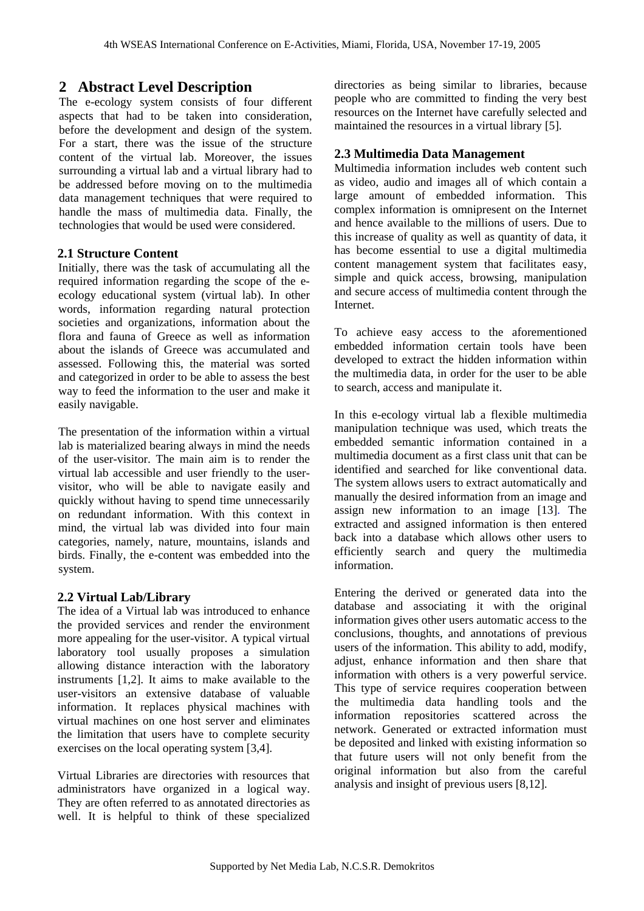## 2 Abstract Level Description

The e-ecology system consists of four different aspects that had to be taken into consideration, before the development and design of the system. For a start, there was the issue of the structure content of the virtual lab. Moreover, the issues surrounding a virtual lab and a virtual library had to be addressed before moving on to the multimedia data management techniques that were required to handle the mass of multimedia data. Finally, the technologies that would be used were considered.

### 2.1 Structure Content

Initially, there was the task of accumulating all the required information regarding the scope of the e-ecology educational system (virtual lab). In other words, information regarding natural protection societies and organizations, information about the flora and fauna of Greece as well as information about the islands of Greece was accumulated and assessed. Following this, the material was sorted and categorized in order to be able to assess the best way to feed the information to the user and make it easily navigable.

The presentation of the information within a virtual lab is materialized bearing always in mind the needs of the user-visitor. The main aim is to render the virtual lab accessible and user friendly to the user-visitor, who will be able to navigate easily and quickly without having to spend time unnecessarily on redundant information. With this context in mind, the virtual lab was divided into four main categories, namely, nature, mountains, islands and birds. Finally, the e-content was embedded into the system.

### 2.2 Virtual Lab/Library

The idea of a Virtual lab was introduced to enhance the provided services and render the environment more appealing for the user-visitor. A typical virtual laboratory tool usually proposes a simulation allowing distance interaction with the laboratory instruments [1,2]. It aims to make available to the user-visitors an extensive database of valuable information. It replaces physical machines with virtual machines on one host server and eliminates the limitation that users have to complete security exercises on the local operating system [3,4].

Virtual Libraries are directories with resources that administrators have organized in a logical way. They are often referred to as annotated directories as well. It is helpful to think of these specialized directories as being similar to libraries, because people who are committed to finding the very best resources on the Internet have carefully selected and maintained the resources in a virtual library [5].

### 2.3 Multimedia Data Management

Multimedia information includes web content such as video, audio and images all of which contain a large amount of embedded information. This complex information is omnipresent on the Internet and hence available to the millions of users. Due to this increase of quality as well as quantity of data, it has become essential to use a digital multimedia content management system that facilitates easy, simple and quick access, browsing, manipulation and secure access of multimedia content through the Internet.

To achieve easy access to the aforementioned embedded information certain tools have been developed to extract the hidden information within the multimedia data, in order for the user to be able to search, access and manipulate it.

In this e-ecology virtual lab a flexible multimedia manipulation technique was used, which treats the embedded semantic information contained in a multimedia document as a first class unit that can be identified and searched for like conventional data. The system allows users to extract automatically and manually the desired information from an image and assign new information to an image [13]. The extracted and assigned information is then entered back into a database which allows other users to efficiently search and query the multimedia information.

Entering the derived or generated data into the database and associating it with the original information gives other users automatic access to the conclusions, thoughts, and annotations of previous users of the information. This ability to add, modify, adjust, enhance information and then share that information with others is a very powerful service. This type of service requires cooperation between the multimedia data handling tools and the information repositories scattered across the network. Generated or extracted information must be deposited and linked with existing information so that future users will not only benefit from the original information but also from the careful analysis and insight of previous users [8,12].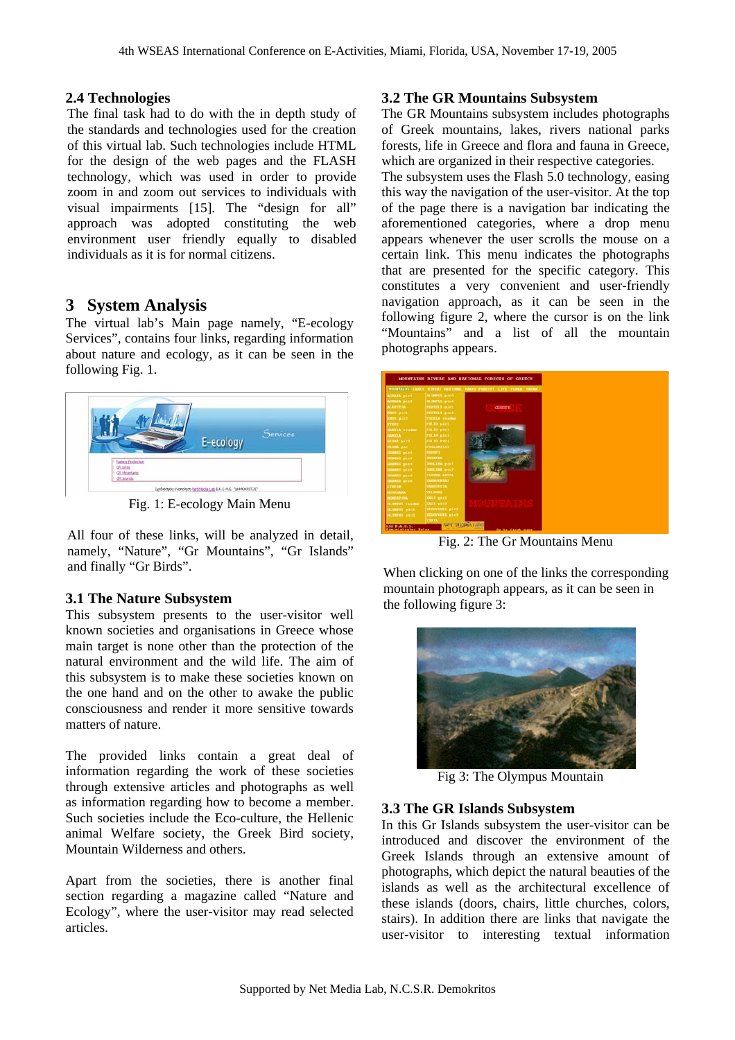## 2.4 Technologies

The final task had to do with the in depth study of the standards and technologies used for the creation of this virtual lab. Such technologies include HTML for the design of the web pages and the FLASH technology, which was used in order to provide zoom in and zoom out services to individuals with visual impairments [15]. The "design for all" approach was adopted constituting the web environment user friendly equally to disabled individuals as it is for normal citizens.

# 3 System Analysis

The virtual lab's Main page namely, "E-ecology Services", contains four links, regarding information about nature and ecology, as it can be seen in the following Fig. 1.

Fig. 1: E-ecology Main Menu

All four of these links, will be analyzed in detail, namely, "Nature", "Gr Mountains", "Gr Islands" and finally "Gr Birds".

### 3.1 The Nature Subsystem

This subsystem presents to the user-visitor well known societies and organisations in Greece whose main target is none other than the protection of the natural environment and the wild life. The aim of this subsystem is to make these societies known on the one hand and on the other to awake the public consciousness and render it more sensitive towards matters of nature.

The provided links contain a great deal of information regarding the work of these societies through extensive articles and photographs as well as information regarding how to become a member. Such societies include the Eco-culture, the Hellenic animal Welfare society, the Greek Bird society, Mountain Wilderness and others.

Apart from the societies, there is another final section regarding a magazine called "Nature and Ecology", where the user-visitor may read selected articles.

### 3.2 The GR Mountains Subsystem

The GR Mountains subsystem includes photographs of Greek mountains, lakes, rivers national parks forests, life in Greece and flora and fauna in Greece, which are organized in their respective categories.

The subsystem uses the Flash 5.0 technology, easing this way the navigation of the user-visitor. At the top of the page there is a navigation bar indicating the aforementioned categories, where a drop menu appears whenever the user scrolls the mouse on a certain link. This menu indicates the photographs that are presented for the specific category. This constitutes a very convenient and user-friendly navigation approach, as it can be seen in the following figure 2, where the cursor is on the link "Mountains" and a list of all the mountain photographs appears.

Fig. 2: The Gr Mountains Menu

When clicking on one of the links the corresponding mountain photograph appears, as it can be seen in the following figure 3:

Fig 3: The Olympus Mountain

### 3.3 The GR Islands Subsystem

In this Gr Islands subsystem the user-visitor can be introduced and discover the environment of the Greek Islands through an extensive amount of photographs, which depict the natural beauties of the islands as well as the architectural excellence of these islands (doors, chairs, little churches, colors, stairs). In addition there are links that navigate the user-visitor to interesting textual information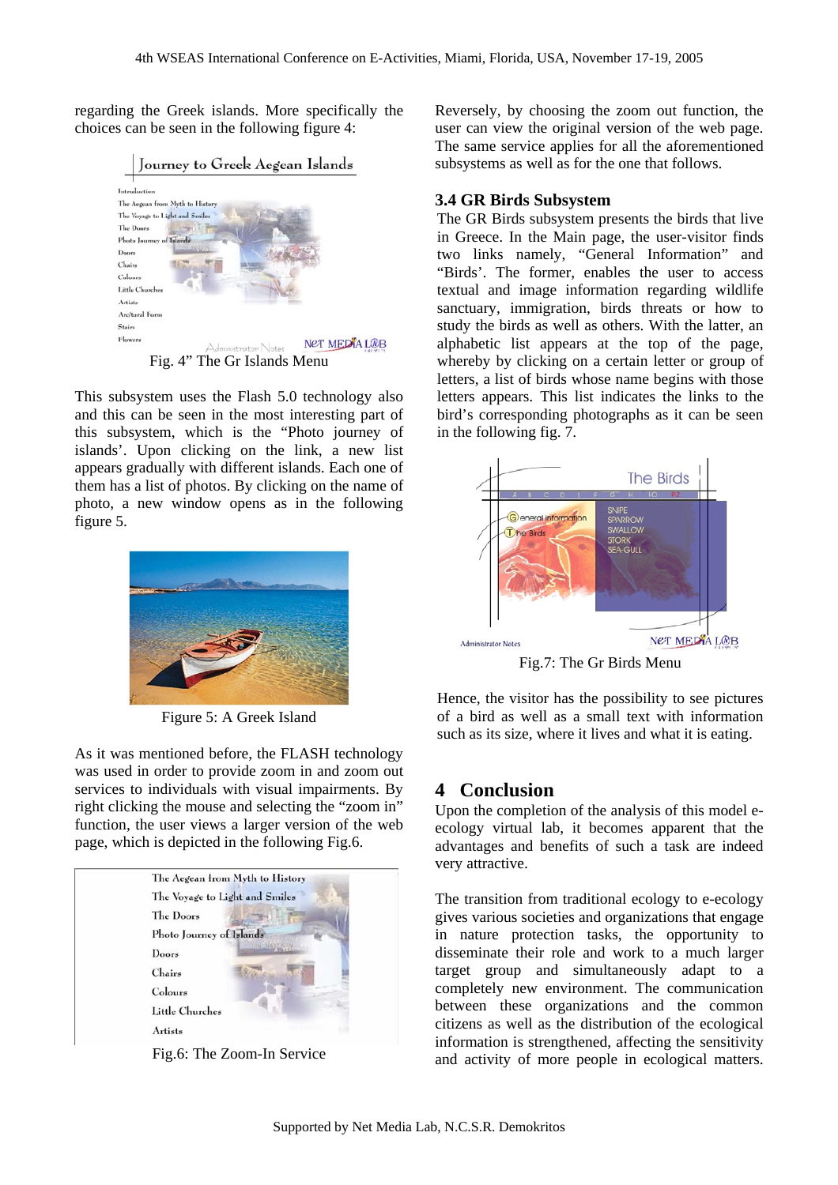regarding the Greek islands. More specifically the choices can be seen in the following figure 4:

Fig. 4" The Gr Islands Menu

This subsystem uses the Flash 5.0 technology also and this can be seen in the most interesting part of this subsystem, which is the "Photo journey of islands'. Upon clicking on the link, a new list appears gradually with different islands. Each one of them has a list of photos. By clicking on the name of photo, a new window opens as in the following figure 5.

Figure 5: A Greek Island

As it was mentioned before, the FLASH technology was used in order to provide zoom in and zoom out services to individuals with visual impairments. By right clicking the mouse and selecting the "zoom in" function, the user views a larger version of the web page, which is depicted in the following Fig.6.

Fig.6: The Zoom-In Service

Reversely, by choosing the zoom out function, the user can view the original version of the web page. The same service applies for all the aforementioned subsystems as well as for the one that follows.

### 3.4 GR Birds Subsystem

The GR Birds subsystem presents the birds that live in Greece. In the Main page, the user-visitor finds two links namely, "General Information" and "Birds'. The former, enables the user to access textual and image information regarding wildlife sanctuary, immigration, birds threats or how to study the birds as well as others. With the latter, an alphabetic list appears at the top of the page, whereby by clicking on a certain letter or group of letters, a list of birds whose name begins with those letters appears. This list indicates the links to the bird's corresponding photographs as it can be seen in the following fig. 7.

Fig.7: The Gr Birds Menu

Hence, the visitor has the possibility to see pictures of a bird as well as a small text with information such as its size, where it lives and what it is eating.

## 4 Conclusion

Upon the completion of the analysis of this model e-ecology virtual lab, it becomes apparent that the advantages and benefits of such a task are indeed very attractive.

The transition from traditional ecology to e-ecology gives various societies and organizations that engage in nature protection tasks, the opportunity to disseminate their role and work to a much larger target group and simultaneously adapt to a completely new environment. The communication between these organizations and the common citizens as well as the distribution of the ecological information is strengthened, affecting the sensitivity and activity of more people in ecological matters.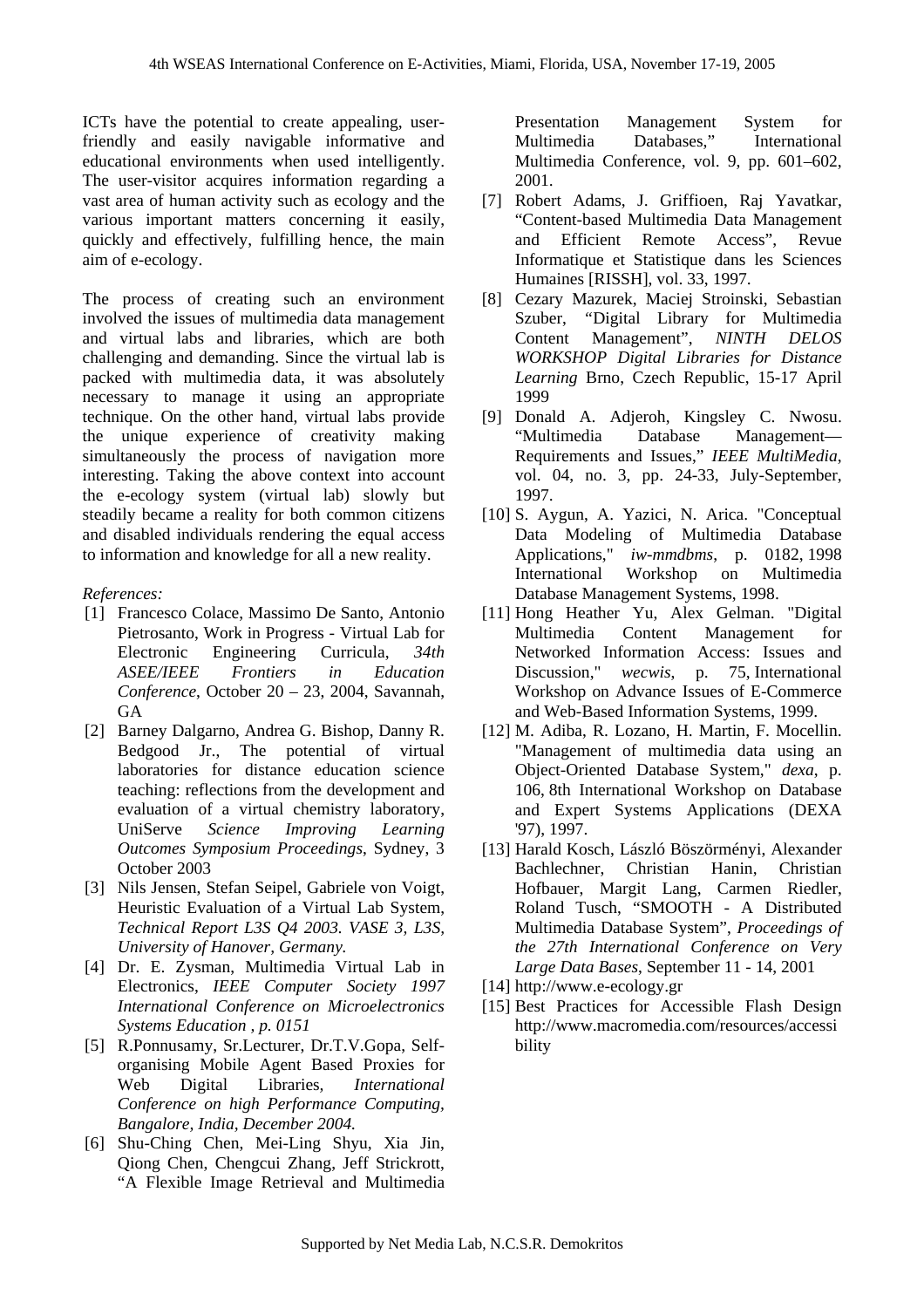ICTs have the potential to create appealing, user-friendly and easily navigable informative and educational environments when used intelligently. The user-visitor acquires information regarding a vast area of human activity such as ecology and the various important matters concerning it easily, quickly and effectively, fulfilling hence, the main aim of e-ecology.

The process of creating such an environment involved the issues of multimedia data management and virtual labs and libraries, which are both challenging and demanding. Since the virtual lab is packed with multimedia data, it was absolutely necessary to manage it using an appropriate technique. On the other hand, virtual labs provide the unique experience of creativity making simultaneously the process of navigation more interesting. Taking the above context into account the e-ecology system (virtual lab) slowly but steadily became a reality for both common citizens and disabled individuals rendering the equal access to information and knowledge for all a new reality.

*References:*

[1] Francesco Colace, Massimo De Santo, Antonio Pietrosanto, Work in Progress - Virtual Lab for Electronic Engineering Curricula, *34th ASEE/IEEE Frontiers in Education Conference*, October 20 – 23, 2004, Savannah, GA

[2] Barney Dalgarno, Andrea G. Bishop, Danny R. Bedgood Jr., The potential of virtual laboratories for distance education science teaching: reflections from the development and evaluation of a virtual chemistry laboratory, UniServe *Science Improving Learning Outcomes Symposium Proceedings*, Sydney, 3 October 2003

[3] Nils Jensen, Stefan Seipel, Gabriele von Voigt, Heuristic Evaluation of a Virtual Lab System, *Technical Report L3S Q4 2003. VASE 3, L3S, University of Hanover, Germany.*

[4] Dr. E. Zysman, Multimedia Virtual Lab in Electronics, *IEEE Computer Society 1997 International Conference on Microelectronics Systems Education , p. 0151*

[5] R.Ponnusamy, Sr.Lecturer, Dr.T.V.Gopa, Self-organising Mobile Agent Based Proxies for Web Digital Libraries, *International Conference on high Performance Computing, Bangalore, India, December 2004.*

[6] Shu-Ching Chen, Mei-Ling Shyu, Xia Jin, Qiong Chen, Chengcui Zhang, Jeff Strickrott, "A Flexible Image Retrieval and Multimedia Presentation Management System for Multimedia Databases," International Multimedia Conference, vol. 9, pp. 601–602, 2001.

[7] Robert Adams, J. Griffioen, Raj Yavatkar, "Content-based Multimedia Data Management and Efficient Remote Access", Revue Informatique et Statistique dans les Sciences Humaines [RISSH], vol. 33, 1997.

[8] Cezary Mazurek, Maciej Stroinski, Sebastian Szuber, "Digital Library for Multimedia Content Management", *NINTH DELOS WORKSHOP Digital Libraries for Distance Learning* Brno, Czech Republic, 15-17 April 1999

[9] Donald A. Adjeroh, Kingsley C. Nwosu. "Multimedia Database Management—Requirements and Issues," *IEEE MultiMedia*, vol. 04, no. 3, pp. 24-33, July-September, 1997.

[10] S. Aygun, A. Yazici, N. Arica. "Conceptual Data Modeling of Multimedia Database Applications," *iw-mmdbms*, p. 0182, 1998 International Workshop on Multimedia Database Management Systems, 1998.

[11] Hong Heather Yu, Alex Gelman. "Digital Multimedia Content Management for Networked Information Access: Issues and Discussion," *wecwis*, p. 75, International Workshop on Advance Issues of E-Commerce and Web-Based Information Systems, 1999.

[12] M. Adiba, R. Lozano, H. Martin, F. Mocellin. "Management of multimedia data using an Object-Oriented Database System," *dexa*, p. 106, 8th International Workshop on Database and Expert Systems Applications (DEXA '97), 1997.

[13] Harald Kosch, László Böszörményi, Alexander Bachlechner, Christian Hanin, Christian Hofbauer, Margit Lang, Carmen Riedler, Roland Tusch, "SMOOTH - A Distributed Multimedia Database System", *Proceedings of the 27th International Conference on Very Large Data Bases*, September 11 - 14, 2001

[14] http://www.e-ecology.gr

[15] Best Practices for Accessible Flash Design http://www.macromedia.com/resources/accessibility